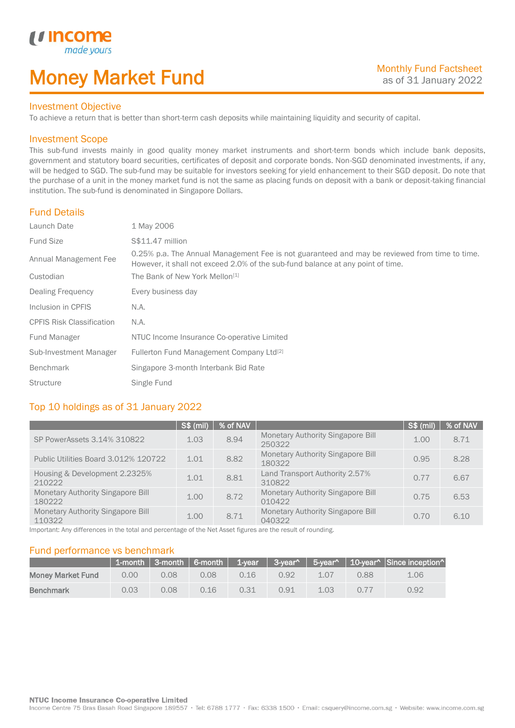income
made yours

# Money Market Fund

Monthly Fund Factsheet
as of 31 January 2022

## Investment Objective

To achieve a return that is better than short-term cash deposits while maintaining liquidity and security of capital.

## Investment Scope

This sub-fund invests mainly in good quality money market instruments and short-term bonds which include bank deposits, government and statutory board securities, certificates of deposit and corporate bonds. Non-SGD denominated investments, if any, will be hedged to SGD. The sub-fund may be suitable for investors seeking for yield enhancement to their SGD deposit. Do note that the purchase of a unit in the money market fund is not the same as placing funds on deposit with a bank or deposit-taking financial institution. The sub-fund is denominated in Singapore Dollars.

## Fund Details

| | |
|---|---|
| Launch Date | 1 May 2006 |
| Fund Size | S$11.47 million |
| Annual Management Fee | 0.25% p.a. The Annual Management Fee is not guaranteed and may be reviewed from time to time. However, it shall not exceed 2.0% of the sub-fund balance at any point of time. |
| Custodian | The Bank of New York Mellon[1] |
| Dealing Frequency | Every business day |
| Inclusion in CPFIS | N.A. |
| CPFIS Risk Classification | N.A. |
| Fund Manager | NTUC Income Insurance Co-operative Limited |
| Sub-Investment Manager | Fullerton Fund Management Company Ltd[2] |
| Benchmark | Singapore 3-month Interbank Bid Rate |
| Structure | Single Fund |

## Top 10 holdings as of 31 January 2022

| | S$ (mil) | % of NAV | | S$ (mil) | % of NAV |
|---|---|---|---|---|---|
| SP PowerAssets 3.14% 310822 | 1.03 | 8.94 | Monetary Authority Singapore Bill 250322 | 1.00 | 8.71 |
| Public Utilities Board 3.012% 120722 | 1.01 | 8.82 | Monetary Authority Singapore Bill 180322 | 0.95 | 8.28 |
| Housing & Development 2.2325% 210222 | 1.01 | 8.81 | Land Transport Authority 2.57% 310822 | 0.77 | 6.67 |
| Monetary Authority Singapore Bill 180222 | 1.00 | 8.72 | Monetary Authority Singapore Bill 010422 | 0.75 | 6.53 |
| Monetary Authority Singapore Bill 110322 | 1.00 | 8.71 | Monetary Authority Singapore Bill 040322 | 0.70 | 6.10 |

Important: Any differences in the total and percentage of the Net Asset figures are the result of rounding.

## Fund performance vs benchmark

| | 1-month | 3-month | 6-month | 1-year | 3-year^ | 5-year^ | 10-year^ | Since inception^ |
|---|---|---|---|---|---|---|---|---|
| **Money Market Fund** | 0.00 | 0.08 | 0.08 | 0.16 | 0.92 | 1.07 | 0.88 | 1.06 |
| **Benchmark** | 0.03 | 0.08 | 0.16 | 0.31 | 0.91 | 1.03 | 0.77 | 0.92 |

**NTUC Income Insurance Co-operative Limited**
Income Centre 75 Bras Basah Road Singapore 189557 • Tel: 6788 1777 • Fax: 6338 1500 • Email: csquery@income.com.sg • Website: www.income.com.sg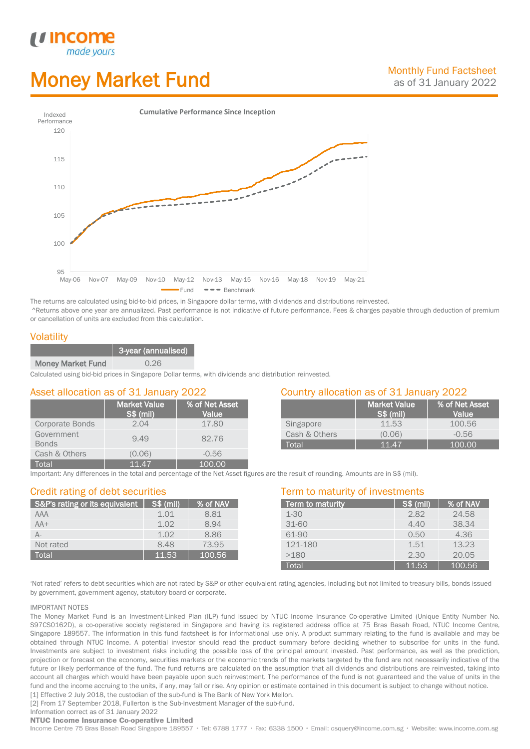# Money Market Fund

Monthly Fund Factsheet
as of 31 January 2022

Cumulative Performance Since Inception

Indexed Performance

120
115
110
105
100
95

May-06 Nov-07 May-09 Nov-10 May-12 Nov-13 May-15 Nov-16 May-18 Nov-19 May-21

Fund Benchmark

The returns are calculated using bid-to-bid prices, in Singapore dollar terms, with dividends and distributions reinvested.
^Returns above one year are annualized. Past performance is not indicative of future performance. Fees & charges payable through deduction of premium or cancellation of units are excluded from this calculation.

## Volatility

| | 3-year (annualised) |
|---|---|
| Money Market Fund | 0.26 |

Calculated using bid-bid prices in Singapore Dollar terms, with dividends and distribution reinvested.

## Asset allocation as of 31 January 2022

| | Market Value S$ (mil) | % of Net Asset Value |
|---|---|---|
| Corporate Bonds | 2.04 | 17.80 |
| Government Bonds | 9.49 | 82.76 |
| Cash & Others | (0.06) | -0.56 |
| Total | 11.47 | 100.00 |

## Country allocation as of 31 January 2022

| | Market Value S$ (mil) | % of Net Asset Value |
|---|---|---|
| Singapore | 11.53 | 100.56 |
| Cash & Others | (0.06) | -0.56 |
| Total | 11.47 | 100.00 |

Important: Any differences in the total and percentage of the Net Asset figures are the result of rounding. Amounts are in S$ (mil).

## Credit rating of debt securities

| S&P's rating or its equivalent | S$ (mil) | % of NAV |
|---|---|---|
| AAA | 1.01 | 8.81 |
| AA+ | 1.02 | 8.94 |
| A- | 1.02 | 8.86 |
| Not rated | 8.48 | 73.95 |
| Total | 11.53 | 100.56 |

## Term to maturity of investments

| Term to maturity | S$ (mil) | % of NAV |
|---|---|---|
| 1-30 | 2.82 | 24.58 |
| 31-60 | 4.40 | 38.34 |
| 61-90 | 0.50 | 4.36 |
| 121-180 | 1.51 | 13.23 |
| >180 | 2.30 | 20.05 |
| Total | 11.53 | 100.56 |

'Not rated' refers to debt securities which are not rated by S&P or other equivalent rating agencies, including but not limited to treasury bills, bonds issued by government, government agency, statutory board or corporate.

IMPORTANT NOTES

The Money Market Fund is an Investment-Linked Plan (ILP) fund issued by NTUC Income Insurance Co-operative Limited (Unique Entity Number No. S97CS0162D), a co-operative society registered in Singapore and having its registered address office at 75 Bras Basah Road, NTUC Income Centre, Singapore 189557. The information in this fund factsheet is for informational use only. A product summary relating to the fund is available and may be obtained through NTUC Income. A potential investor should read the product summary before deciding whether to subscribe for units in the fund. Investments are subject to investment risks including the possible loss of the principal amount invested. Past performance, as well as the prediction, projection or forecast on the economy, securities markets or the economic trends of the markets targeted by the fund are not necessarily indicative of the future or likely performance of the fund. The fund returns are calculated on the assumption that all dividends and distributions are reinvested, taking into account all charges which would have been payable upon such reinvestment. The performance of the fund is not guaranteed and the value of units in the fund and the income accruing to the units, if any, may fall or rise. Any opinion or estimate contained in this document is subject to change without notice.

[1] Effective 2 July 2018, the custodian of the sub-fund is The Bank of New York Mellon.
[2] From 17 September 2018, Fullerton is the Sub-Investment Manager of the sub-fund.
Information correct as of 31 January 2022

**NTUC Income Insurance Co-operative Limited**
Income Centre 75 Bras Basah Road Singapore 189557 · Tel: 6788 1777 · Fax: 6338 1500 · Email: csquery@income.com.sg · Website: www.income.com.sg